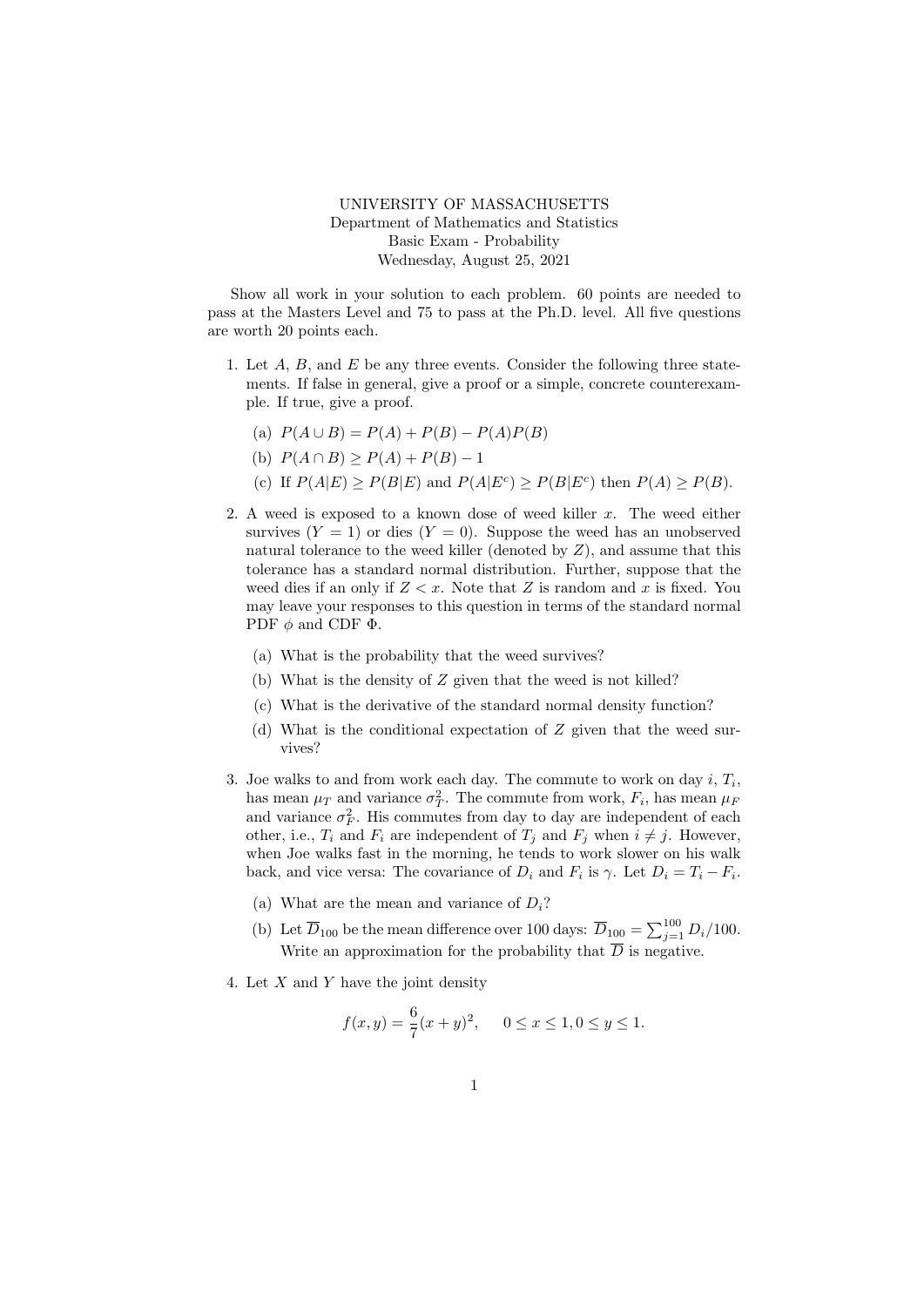UNIVERSITY OF MASSACHUSETTS
Department of Mathematics and Statistics
Basic Exam - Probability
Wednesday, August 25, 2021

Show all work in your solution to each problem. 60 points are needed to pass at the Masters Level and 75 to pass at the Ph.D. level. All five questions are worth 20 points each.

1. Let $A$, $B$, and $E$ be any three events. Consider the following three statements. If false in general, give a proof or a simple, concrete counterexample. If true, give a proof.

   (a) $P(A \cup B) = P(A) + P(B) - P(A)P(B)$

   (b) $P(A \cap B) \geq P(A) + P(B) - 1$

   (c) If $P(A|E) \geq P(B|E)$ and $P(A|E^c) \geq P(B|E^c)$ then $P(A) \geq P(B)$.

2. A weed is exposed to a known dose of weed killer $x$. The weed either survives ($Y = 1$) or dies ($Y = 0$). Suppose the weed has an unobserved natural tolerance to the weed killer (denoted by $Z$), and assume that this tolerance has a standard normal distribution. Further, suppose that the weed dies if an only if $Z < x$. Note that $Z$ is random and $x$ is fixed. You may leave your responses to this question in terms of the standard normal PDF $\phi$ and CDF $\Phi$.

   (a) What is the probability that the weed survives?

   (b) What is the density of $Z$ given that the weed is not killed?

   (c) What is the derivative of the standard normal density function?

   (d) What is the conditional expectation of $Z$ given that the weed survives?

3. Joe walks to and from work each day. The commute to work on day $i$, $T_i$, has mean $\mu_T$ and variance $\sigma_T^2$. The commute from work, $F_i$, has mean $\mu_F$ and variance $\sigma_F^2$. His commutes from day to day are independent of each other, i.e., $T_i$ and $F_i$ are independent of $T_j$ and $F_j$ when $i \neq j$. However, when Joe walks fast in the morning, he tends to work slower on his walk back, and vice versa: The covariance of $D_i$ and $F_i$ is $\gamma$. Let $D_i = T_i - F_i$.

   (a) What are the mean and variance of $D_i$?

   (b) Let $\overline{D}_{100}$ be the mean difference over 100 days: $\overline{D}_{100} = \sum_{j=1}^{100} D_i/100$. Write an approximation for the probability that $\overline{D}$ is negative.

4. Let $X$ and $Y$ have the joint density

$$f(x, y) = \frac{6}{7}(x + y)^2, \qquad 0 \leq x \leq 1, 0 \leq y \leq 1.$$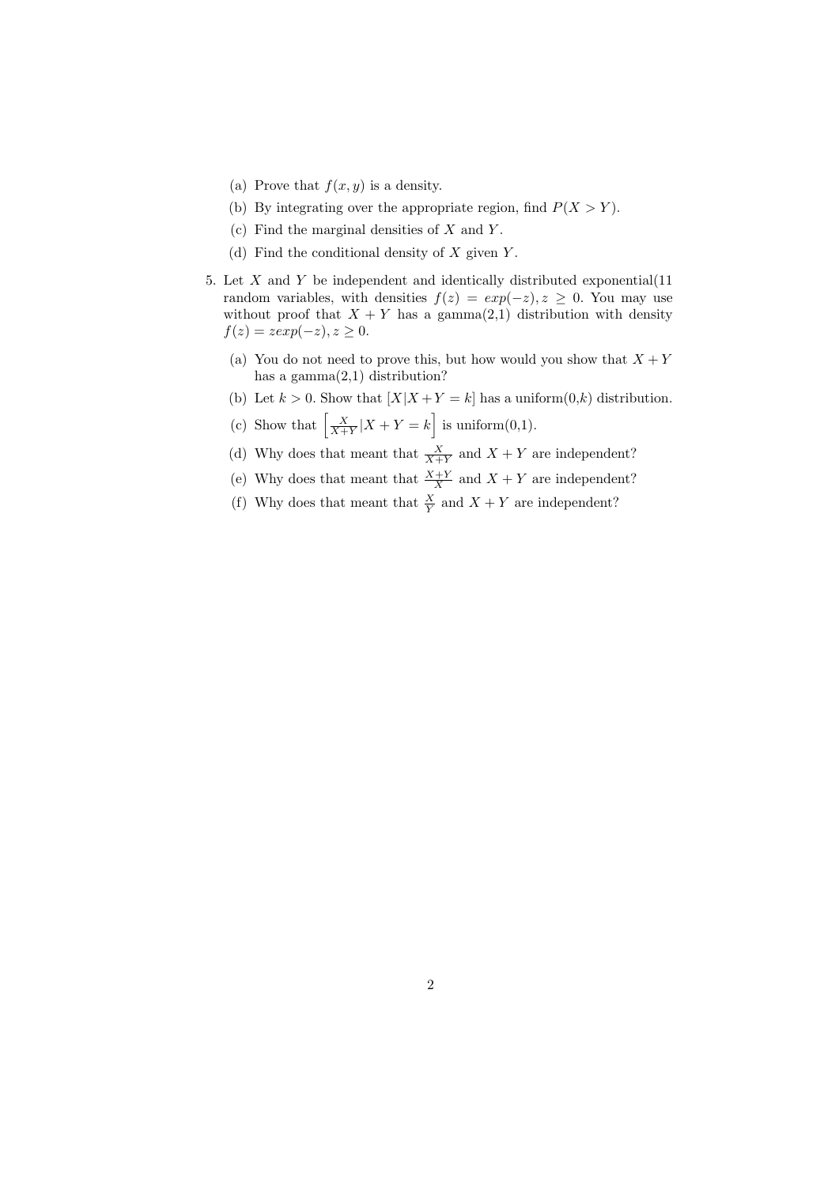(a) Prove that $f(x, y)$ is a density.

(b) By integrating over the appropriate region, find $P(X > Y)$.

(c) Find the marginal densities of $X$ and $Y$.

(d) Find the conditional density of $X$ given $Y$.

5. Let $X$ and $Y$ be independent and identically distributed exponential(11 random variables, with densities $f(z) = exp(-z), z \geq 0$. You may use without proof that $X + Y$ has a gamma(2,1) distribution with density $f(z) = zexp(-z), z \geq 0$.

   (a) You do not need to prove this, but how would you show that $X + Y$ has a gamma(2,1) distribution?

   (b) Let $k > 0$. Show that $[X|X + Y = k]$ has a uniform(0,$k$) distribution.

   (c) Show that $\left[\frac{X}{X+Y}|X + Y = k\right]$ is uniform(0,1).

   (d) Why does that meant that $\frac{X}{X+Y}$ and $X + Y$ are independent?

   (e) Why does that meant that $\frac{X+Y}{X}$ and $X + Y$ are independent?

   (f) Why does that meant that $\frac{X}{Y}$ and $X + Y$ are independent?